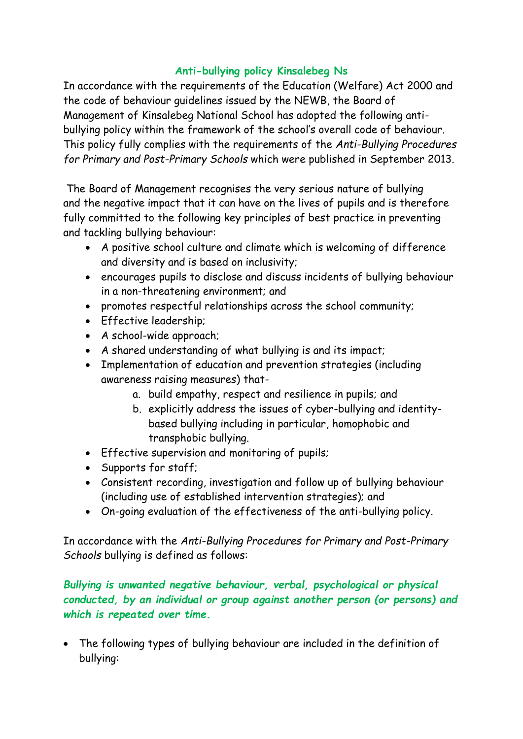# Anti-bullying policy Kinsalebeg Ns

In accordance with the requirements of the Education (Welfare) Act 2000 and the code of behaviour guidelines issued by the NEWB, the Board of Management of Kinsalebeg National School has adopted the following anti-bullying policy within the framework of the school's overall code of behaviour. This policy fully complies with the requirements of the *Anti-Bullying Procedures for Primary and Post-Primary Schools* which were published in September 2013.

The Board of Management recognises the very serious nature of bullying and the negative impact that it can have on the lives of pupils and is therefore fully committed to the following key principles of best practice in preventing and tackling bullying behaviour:

- A positive school culture and climate which is welcoming of difference and diversity and is based on inclusivity;
- encourages pupils to disclose and discuss incidents of bullying behaviour in a non-threatening environment; and
- promotes respectful relationships across the school community;
- Effective leadership;
- A school-wide approach;
- A shared understanding of what bullying is and its impact;
- Implementation of education and prevention strategies (including awareness raising measures) that-
    a. build empathy, respect and resilience in pupils; and
    b. explicitly address the issues of cyber-bullying and identity-based bullying including in particular, homophobic and transphobic bullying.
- Effective supervision and monitoring of pupils;
- Supports for staff;
- Consistent recording, investigation and follow up of bullying behaviour (including use of established intervention strategies); and
- On-going evaluation of the effectiveness of the anti-bullying policy.

In accordance with the *Anti-Bullying Procedures for Primary and Post-Primary Schools* bullying is defined as follows:

***Bullying is unwanted negative behaviour, verbal, psychological or physical conducted, by an individual or group against another person (or persons) and which is repeated over time.***

- The following types of bullying behaviour are included in the definition of bullying: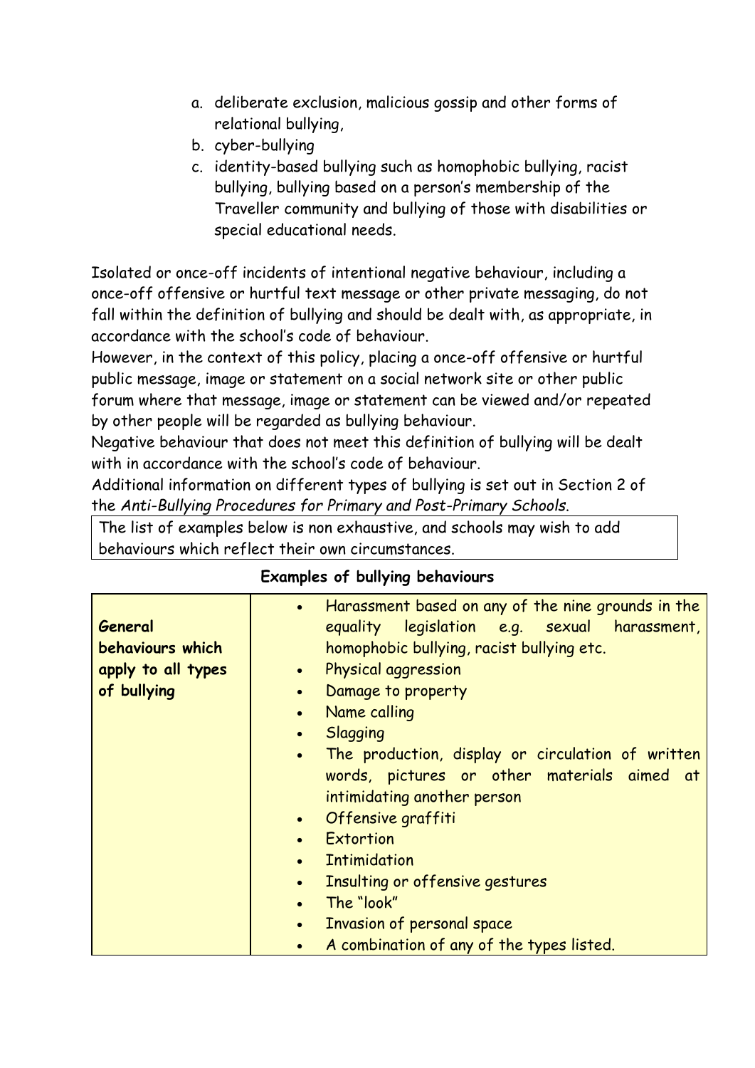a. deliberate exclusion, malicious gossip and other forms of relational bullying,
b. cyber-bullying
c. identity-based bullying such as homophobic bullying, racist bullying, bullying based on a person's membership of the Traveller community and bullying of those with disabilities or special educational needs.

Isolated or once-off incidents of intentional negative behaviour, including a once-off offensive or hurtful text message or other private messaging, do not fall within the definition of bullying and should be dealt with, as appropriate, in accordance with the school's code of behaviour.
However, in the context of this policy, placing a once-off offensive or hurtful public message, image or statement on a social network site or other public forum where that message, image or statement can be viewed and/or repeated by other people will be regarded as bullying behaviour.
Negative behaviour that does not meet this definition of bullying will be dealt with in accordance with the school's code of behaviour.
Additional information on different types of bullying is set out in Section 2 of the *Anti-Bullying Procedures for Primary and Post-Primary Schools.*

The list of examples below is non exhaustive, and schools may wish to add behaviours which reflect their own circumstances.

**Examples of bullying behaviours**

| | |
|---|---|
| **General behaviours which apply to all types of bullying** | • Harassment based on any of the nine grounds in the equality legislation e.g. sexual harassment, homophobic bullying, racist bullying etc.<br>• Physical aggression<br>• Damage to property<br>• Name calling<br>• Slagging<br>• The production, display or circulation of written words, pictures or other materials aimed at intimidating another person<br>• Offensive graffiti<br>• Extortion<br>• Intimidation<br>• Insulting or offensive gestures<br>• The "look"<br>• Invasion of personal space<br>• A combination of any of the types listed. |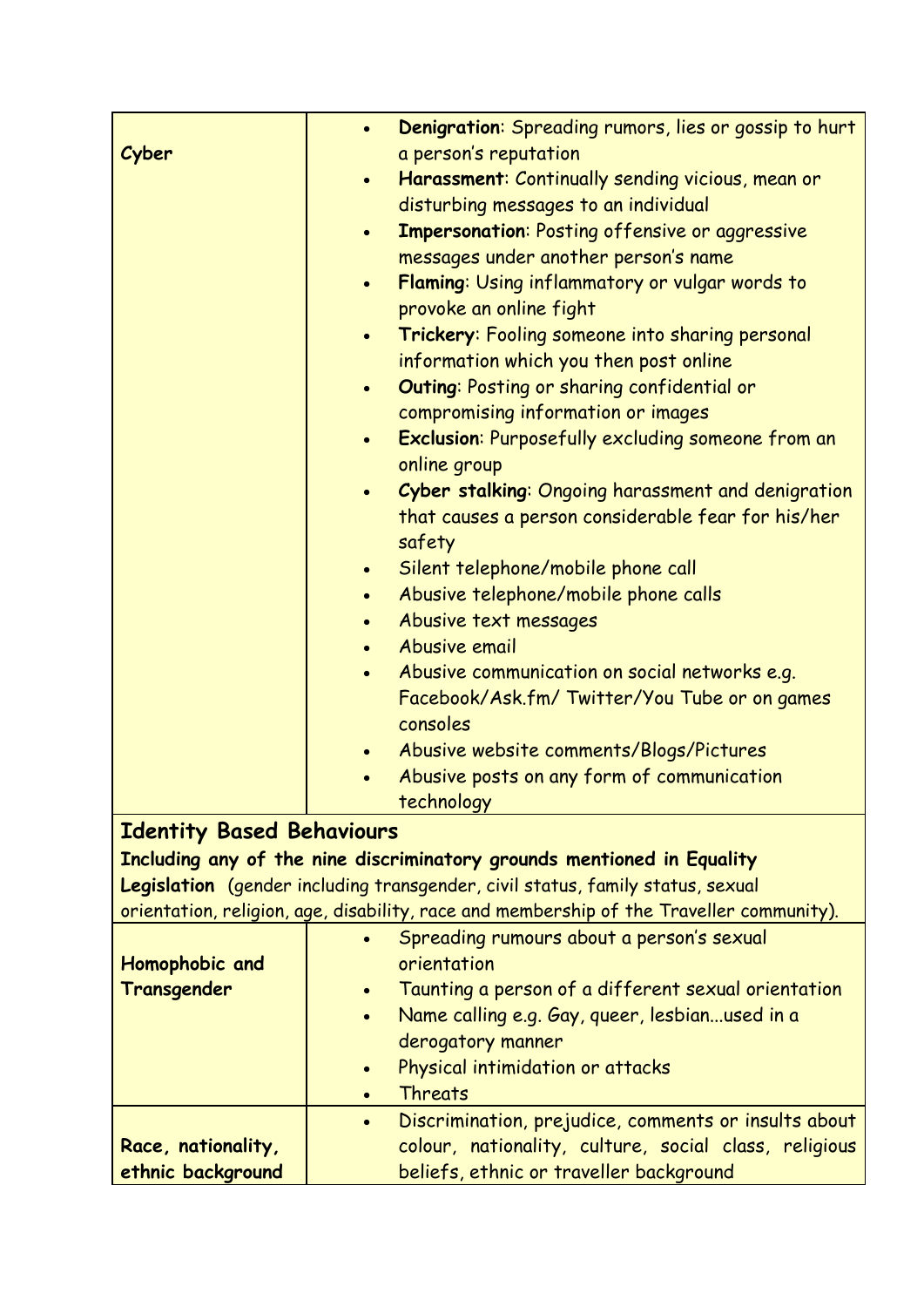| | |
|---|---|
| **Cyber** | <ul><li>**Denigration**: Spreading rumors, lies or gossip to hurt a person's reputation</li><li>**Harassment**: Continually sending vicious, mean or disturbing messages to an individual</li><li>**Impersonation**: Posting offensive or aggressive messages under another person's name</li><li>**Flaming**: Using inflammatory or vulgar words to provoke an online fight</li><li>**Trickery**: Fooling someone into sharing personal information which you then post online</li><li>**Outing**: Posting or sharing confidential or compromising information or images</li><li>**Exclusion**: Purposefully excluding someone from an online group</li><li>**Cyber stalking**: Ongoing harassment and denigration that causes a person considerable fear for his/her safety</li><li>Silent telephone/mobile phone call</li><li>Abusive telephone/mobile phone calls</li><li>Abusive text messages</li><li>Abusive email</li><li>Abusive communication on social networks e.g. Facebook/Ask.fm/ Twitter/You Tube or on games consoles</li><li>Abusive website comments/Blogs/Pictures</li><li>Abusive posts on any form of communication technology</li></ul> |
| **Identity Based Behaviours**<br>**Including any of the nine discriminatory grounds mentioned in Equality Legislation** (gender including transgender, civil status, family status, sexual orientation, religion, age, disability, race and membership of the Traveller community). | |
| **Homophobic and Transgender** | <ul><li>Spreading rumours about a person's sexual orientation</li><li>Taunting a person of a different sexual orientation</li><li>Name calling e.g. Gay, queer, lesbian...used in a derogatory manner</li><li>Physical intimidation or attacks</li><li>Threats</li></ul> |
| **Race, nationality, ethnic background** | <ul><li>Discrimination, prejudice, comments or insults about colour, nationality, culture, social class, religious beliefs, ethnic or traveller background</li></ul> |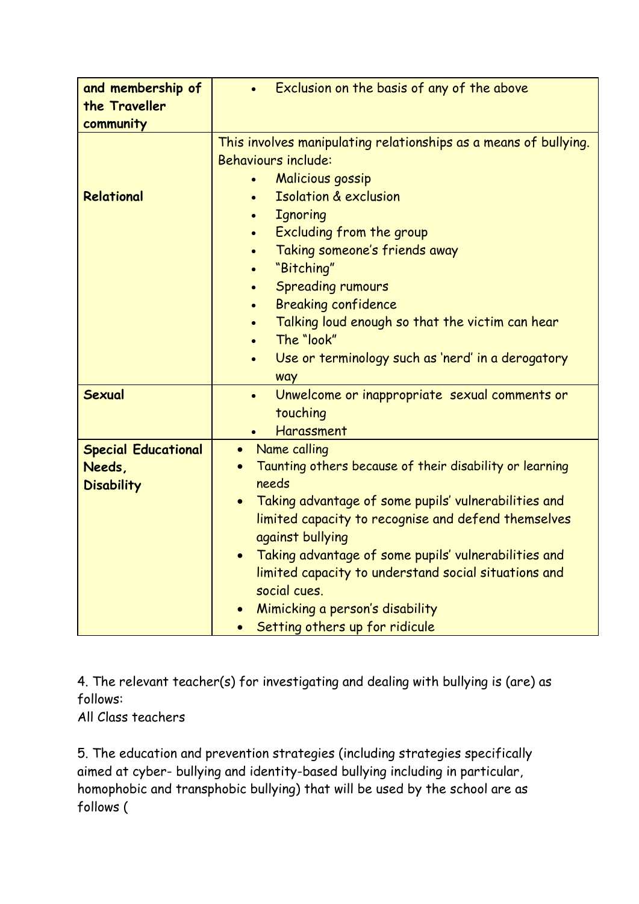| | |
|---|---|
| **and membership of the Traveller community** | • Exclusion on the basis of any of the above |
| **Relational** | This involves manipulating relationships as a means of bullying. Behaviours include:<br>• Malicious gossip<br>• Isolation & exclusion<br>• Ignoring<br>• Excluding from the group<br>• Taking someone's friends away<br>• "Bitching"<br>• Spreading rumours<br>• Breaking confidence<br>• Talking loud enough so that the victim can hear<br>• The "look"<br>• Use or terminology such as 'nerd' in a derogatory way |
| **Sexual** | • Unwelcome or inappropriate sexual comments or touching<br>• Harassment |
| **Special Educational Needs, Disability** | • Name calling<br>• Taunting others because of their disability or learning needs<br>• Taking advantage of some pupils' vulnerabilities and limited capacity to recognise and defend themselves against bullying<br>• Taking advantage of some pupils' vulnerabilities and limited capacity to understand social situations and social cues.<br>• Mimicking a person's disability<br>• Setting others up for ridicule |

4. The relevant teacher(s) for investigating and dealing with bullying is (are) as follows:
All Class teachers

5. The education and prevention strategies (including strategies specifically aimed at cyber- bullying and identity-based bullying including in particular, homophobic and transphobic bullying) that will be used by the school are as follows (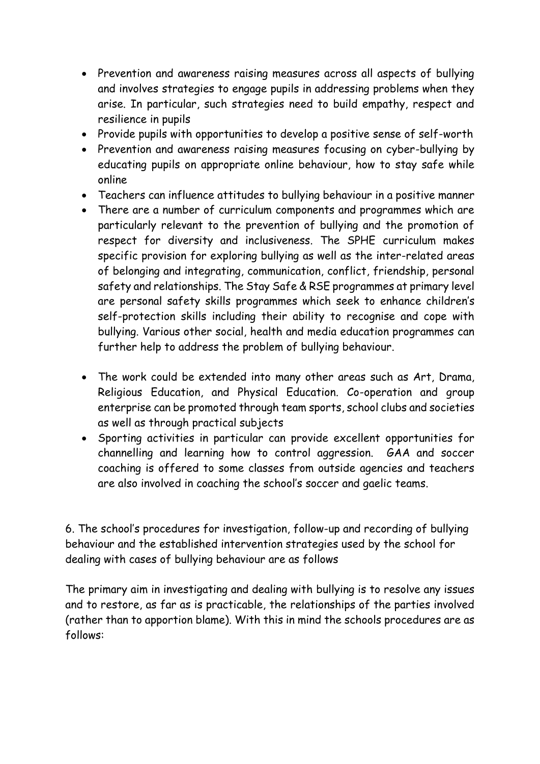- Prevention and awareness raising measures across all aspects of bullying and involves strategies to engage pupils in addressing problems when they arise. In particular, such strategies need to build empathy, respect and resilience in pupils
- Provide pupils with opportunities to develop a positive sense of self-worth
- Prevention and awareness raising measures focusing on cyber-bullying by educating pupils on appropriate online behaviour, how to stay safe while online
- Teachers can influence attitudes to bullying behaviour in a positive manner
- There are a number of curriculum components and programmes which are particularly relevant to the prevention of bullying and the promotion of respect for diversity and inclusiveness. The SPHE curriculum makes specific provision for exploring bullying as well as the inter-related areas of belonging and integrating, communication, conflict, friendship, personal safety and relationships. The Stay Safe & RSE programmes at primary level are personal safety skills programmes which seek to enhance children's self-protection skills including their ability to recognise and cope with bullying. Various other social, health and media education programmes can further help to address the problem of bullying behaviour.

- The work could be extended into many other areas such as Art, Drama, Religious Education, and Physical Education. Co-operation and group enterprise can be promoted through team sports, school clubs and societies as well as through practical subjects
- Sporting activities in particular can provide excellent opportunities for channelling and learning how to control aggression. GAA and soccer coaching is offered to some classes from outside agencies and teachers are also involved in coaching the school's soccer and gaelic teams.

6. The school's procedures for investigation, follow-up and recording of bullying behaviour and the established intervention strategies used by the school for dealing with cases of bullying behaviour are as follows

The primary aim in investigating and dealing with bullying is to resolve any issues and to restore, as far as is practicable, the relationships of the parties involved (rather than to apportion blame). With this in mind the schools procedures are as follows: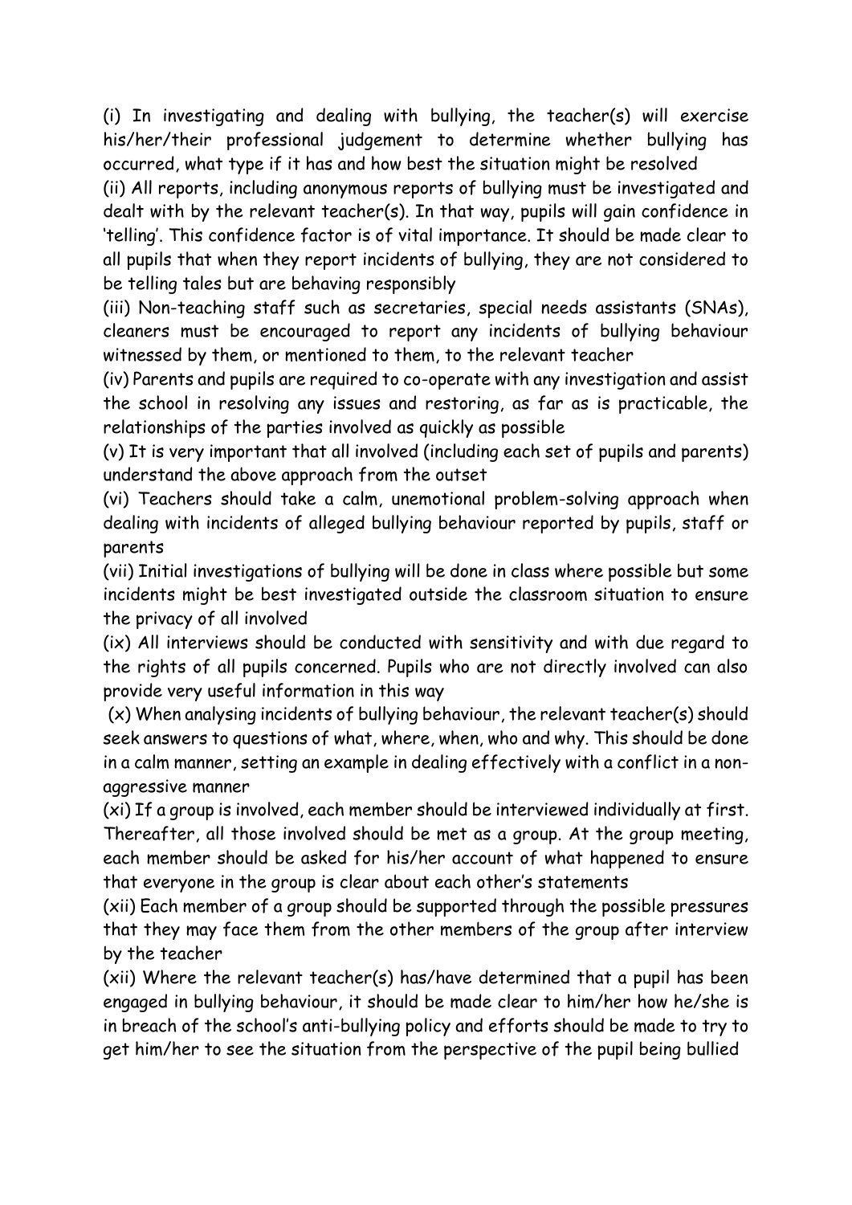(i) In investigating and dealing with bullying, the teacher(s) will exercise his/her/their professional judgement to determine whether bullying has occurred, what type if it has and how best the situation might be resolved

(ii) All reports, including anonymous reports of bullying must be investigated and dealt with by the relevant teacher(s). In that way, pupils will gain confidence in 'telling'. This confidence factor is of vital importance. It should be made clear to all pupils that when they report incidents of bullying, they are not considered to be telling tales but are behaving responsibly

(iii) Non-teaching staff such as secretaries, special needs assistants (SNAs), cleaners must be encouraged to report any incidents of bullying behaviour witnessed by them, or mentioned to them, to the relevant teacher

(iv) Parents and pupils are required to co-operate with any investigation and assist the school in resolving any issues and restoring, as far as is practicable, the relationships of the parties involved as quickly as possible

(v) It is very important that all involved (including each set of pupils and parents) understand the above approach from the outset

(vi) Teachers should take a calm, unemotional problem-solving approach when dealing with incidents of alleged bullying behaviour reported by pupils, staff or parents

(vii) Initial investigations of bullying will be done in class where possible but some incidents might be best investigated outside the classroom situation to ensure the privacy of all involved

(ix) All interviews should be conducted with sensitivity and with due regard to the rights of all pupils concerned. Pupils who are not directly involved can also provide very useful information in this way

(x) When analysing incidents of bullying behaviour, the relevant teacher(s) should seek answers to questions of what, where, when, who and why. This should be done in a calm manner, setting an example in dealing effectively with a conflict in a non-aggressive manner

(xi) If a group is involved, each member should be interviewed individually at first. Thereafter, all those involved should be met as a group. At the group meeting, each member should be asked for his/her account of what happened to ensure that everyone in the group is clear about each other's statements

(xii) Each member of a group should be supported through the possible pressures that they may face them from the other members of the group after interview by the teacher

(xii) Where the relevant teacher(s) has/have determined that a pupil has been engaged in bullying behaviour, it should be made clear to him/her how he/she is in breach of the school's anti-bullying policy and efforts should be made to try to get him/her to see the situation from the perspective of the pupil being bullied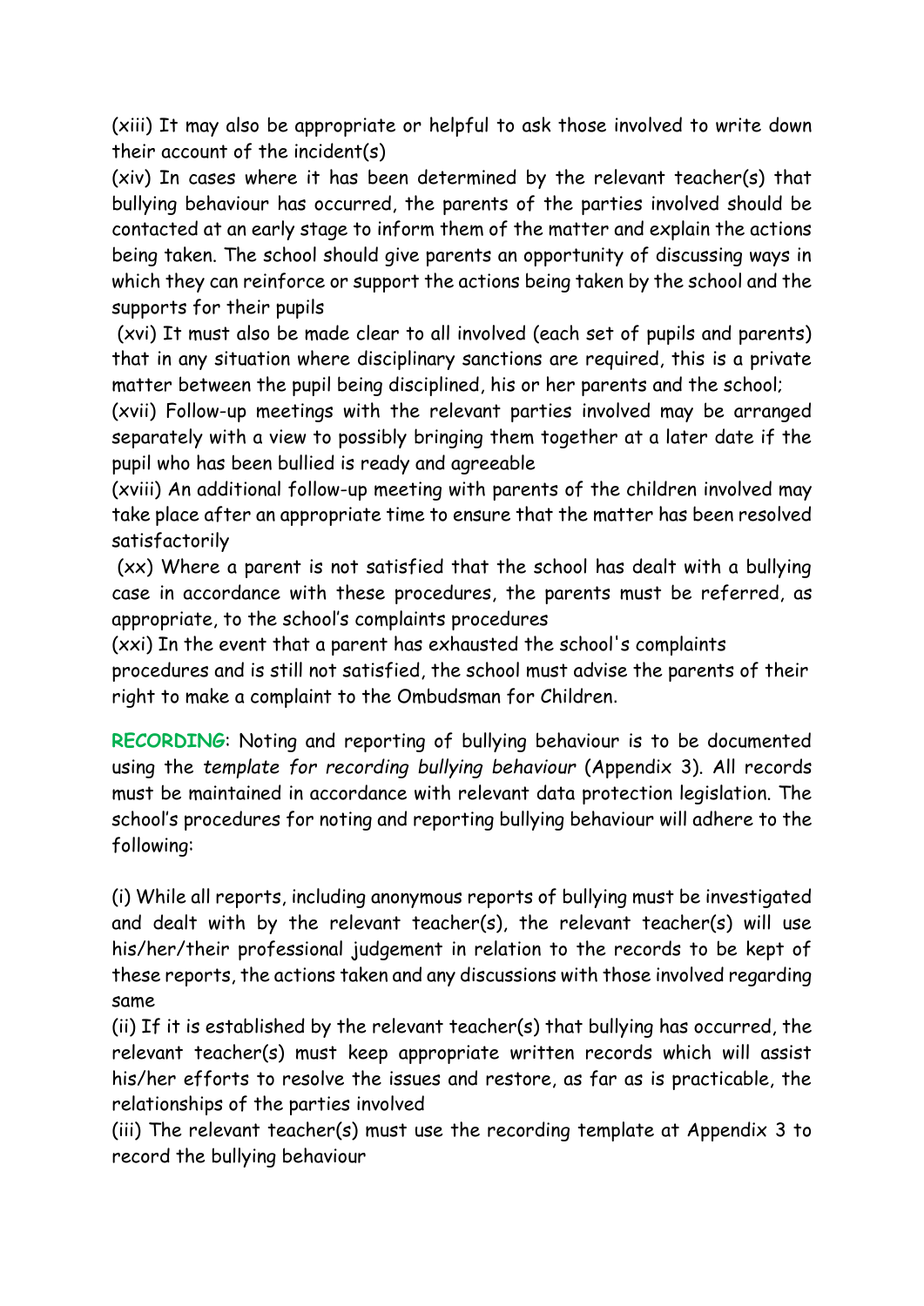(xiii) It may also be appropriate or helpful to ask those involved to write down their account of the incident(s)

(xiv) In cases where it has been determined by the relevant teacher(s) that bullying behaviour has occurred, the parents of the parties involved should be contacted at an early stage to inform them of the matter and explain the actions being taken. The school should give parents an opportunity of discussing ways in which they can reinforce or support the actions being taken by the school and the supports for their pupils

(xvi) It must also be made clear to all involved (each set of pupils and parents) that in any situation where disciplinary sanctions are required, this is a private matter between the pupil being disciplined, his or her parents and the school;

(xvii) Follow-up meetings with the relevant parties involved may be arranged separately with a view to possibly bringing them together at a later date if the pupil who has been bullied is ready and agreeable

(xviii) An additional follow-up meeting with parents of the children involved may take place after an appropriate time to ensure that the matter has been resolved satisfactorily

(xx) Where a parent is not satisfied that the school has dealt with a bullying case in accordance with these procedures, the parents must be referred, as appropriate, to the school's complaints procedures

(xxi) In the event that a parent has exhausted the school's complaints procedures and is still not satisfied, the school must advise the parents of their right to make a complaint to the Ombudsman for Children.

**RECORDING**: Noting and reporting of bullying behaviour is to be documented using the *template for recording bullying behaviour* (Appendix 3). All records must be maintained in accordance with relevant data protection legislation. The school's procedures for noting and reporting bullying behaviour will adhere to the following:

(i) While all reports, including anonymous reports of bullying must be investigated and dealt with by the relevant teacher(s), the relevant teacher(s) will use his/her/their professional judgement in relation to the records to be kept of these reports, the actions taken and any discussions with those involved regarding same

(ii) If it is established by the relevant teacher(s) that bullying has occurred, the relevant teacher(s) must keep appropriate written records which will assist his/her efforts to resolve the issues and restore, as far as is practicable, the relationships of the parties involved

(iii) The relevant teacher(s) must use the recording template at Appendix 3 to record the bullying behaviour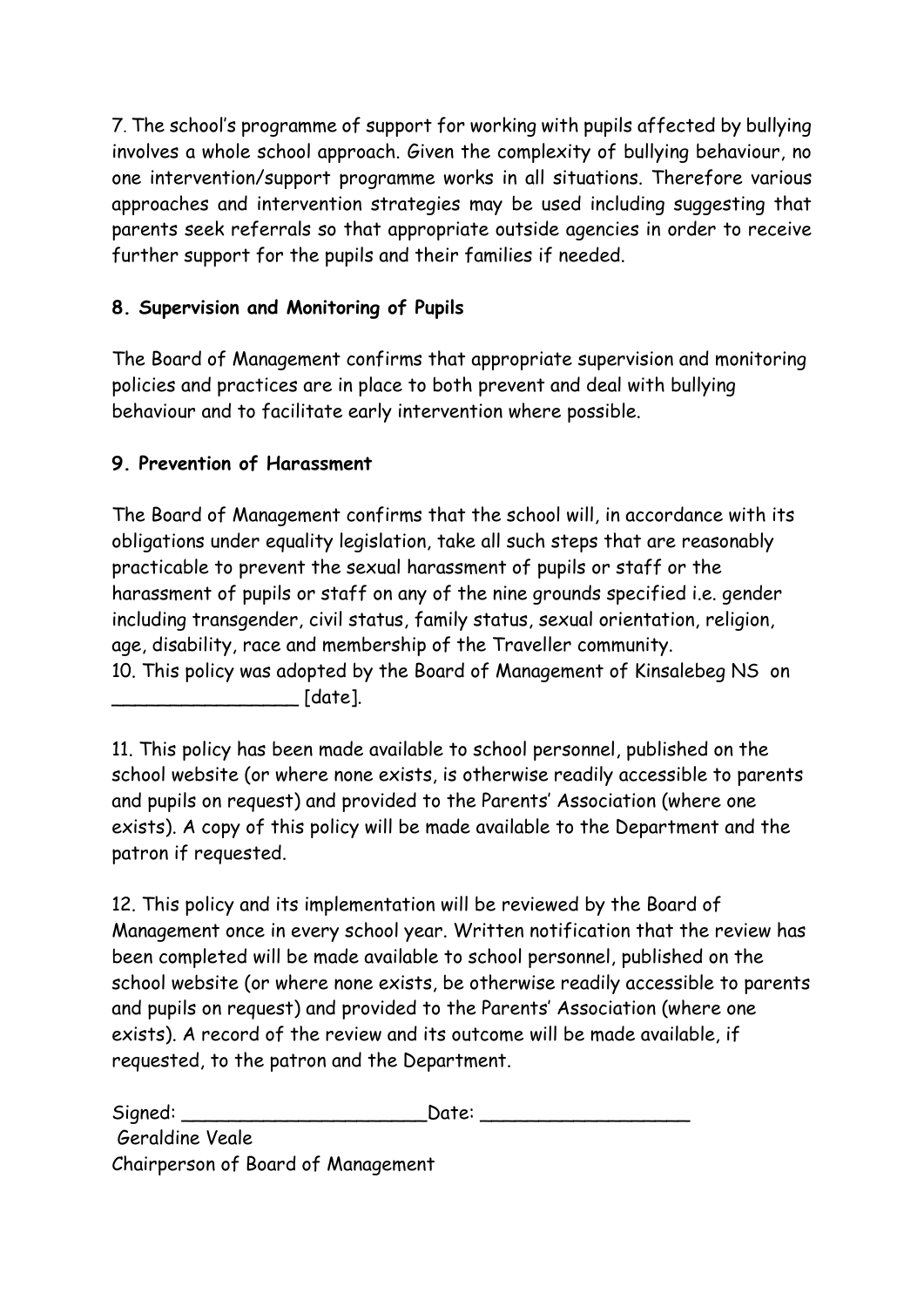7. The school's programme of support for working with pupils affected by bullying involves a whole school approach. Given the complexity of bullying behaviour, no one intervention/support programme works in all situations. Therefore various approaches and intervention strategies may be used including suggesting that parents seek referrals so that appropriate outside agencies in order to receive further support for the pupils and their families if needed.

**8. Supervision and Monitoring of Pupils**

The Board of Management confirms that appropriate supervision and monitoring policies and practices are in place to both prevent and deal with bullying behaviour and to facilitate early intervention where possible.

**9. Prevention of Harassment**

The Board of Management confirms that the school will, in accordance with its obligations under equality legislation, take all such steps that are reasonably practicable to prevent the sexual harassment of pupils or staff or the harassment of pupils or staff on any of the nine grounds specified i.e. gender including transgender, civil status, family status, sexual orientation, religion, age, disability, race and membership of the Traveller community.

10. This policy was adopted by the Board of Management of Kinsalebeg NS on ________________ [date].

11. This policy has been made available to school personnel, published on the school website (or where none exists, is otherwise readily accessible to parents and pupils on request) and provided to the Parents' Association (where one exists). A copy of this policy will be made available to the Department and the patron if requested.

12. This policy and its implementation will be reviewed by the Board of Management once in every school year. Written notification that the review has been completed will be made available to school personnel, published on the school website (or where none exists, be otherwise readily accessible to parents and pupils on request) and provided to the Parents' Association (where one exists). A record of the review and its outcome will be made available, if requested, to the patron and the Department.

Signed: _____________________ Date: __________________

Geraldine Veale

Chairperson of Board of Management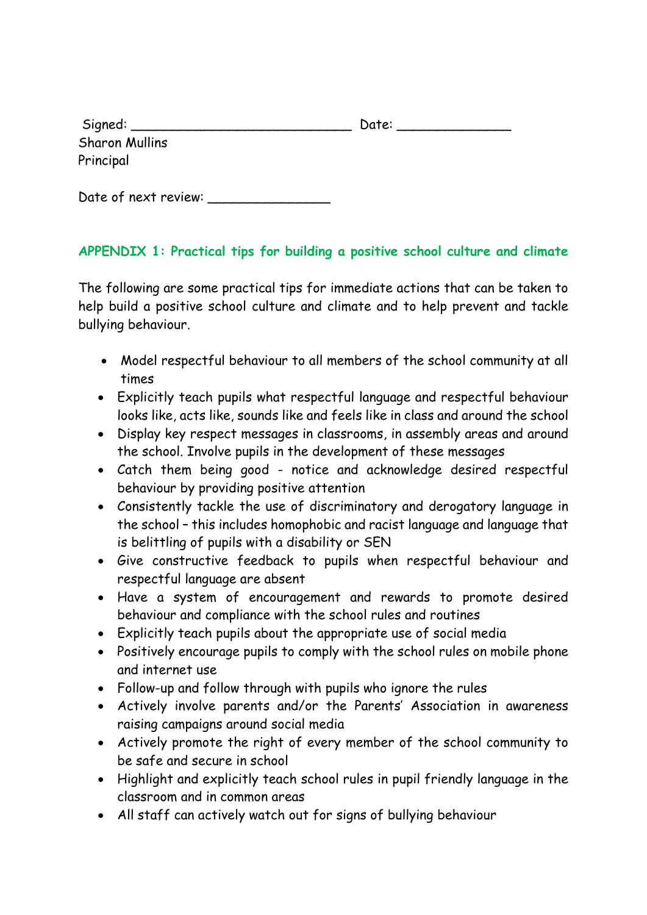Signed: ___________________________ Date: ______________

Sharon Mullins
Principal

Date of next review: _______________

## APPENDIX 1: Practical tips for building a positive school culture and climate

The following are some practical tips for immediate actions that can be taken to help build a positive school culture and climate and to help prevent and tackle bullying behaviour.

- Model respectful behaviour to all members of the school community at all times
- Explicitly teach pupils what respectful language and respectful behaviour looks like, acts like, sounds like and feels like in class and around the school
- Display key respect messages in classrooms, in assembly areas and around the school. Involve pupils in the development of these messages
- Catch them being good - notice and acknowledge desired respectful behaviour by providing positive attention
- Consistently tackle the use of discriminatory and derogatory language in the school – this includes homophobic and racist language and language that is belittling of pupils with a disability or SEN
- Give constructive feedback to pupils when respectful behaviour and respectful language are absent
- Have a system of encouragement and rewards to promote desired behaviour and compliance with the school rules and routines
- Explicitly teach pupils about the appropriate use of social media
- Positively encourage pupils to comply with the school rules on mobile phone and internet use
- Follow-up and follow through with pupils who ignore the rules
- Actively involve parents and/or the Parents' Association in awareness raising campaigns around social media
- Actively promote the right of every member of the school community to be safe and secure in school
- Highlight and explicitly teach school rules in pupil friendly language in the classroom and in common areas
- All staff can actively watch out for signs of bullying behaviour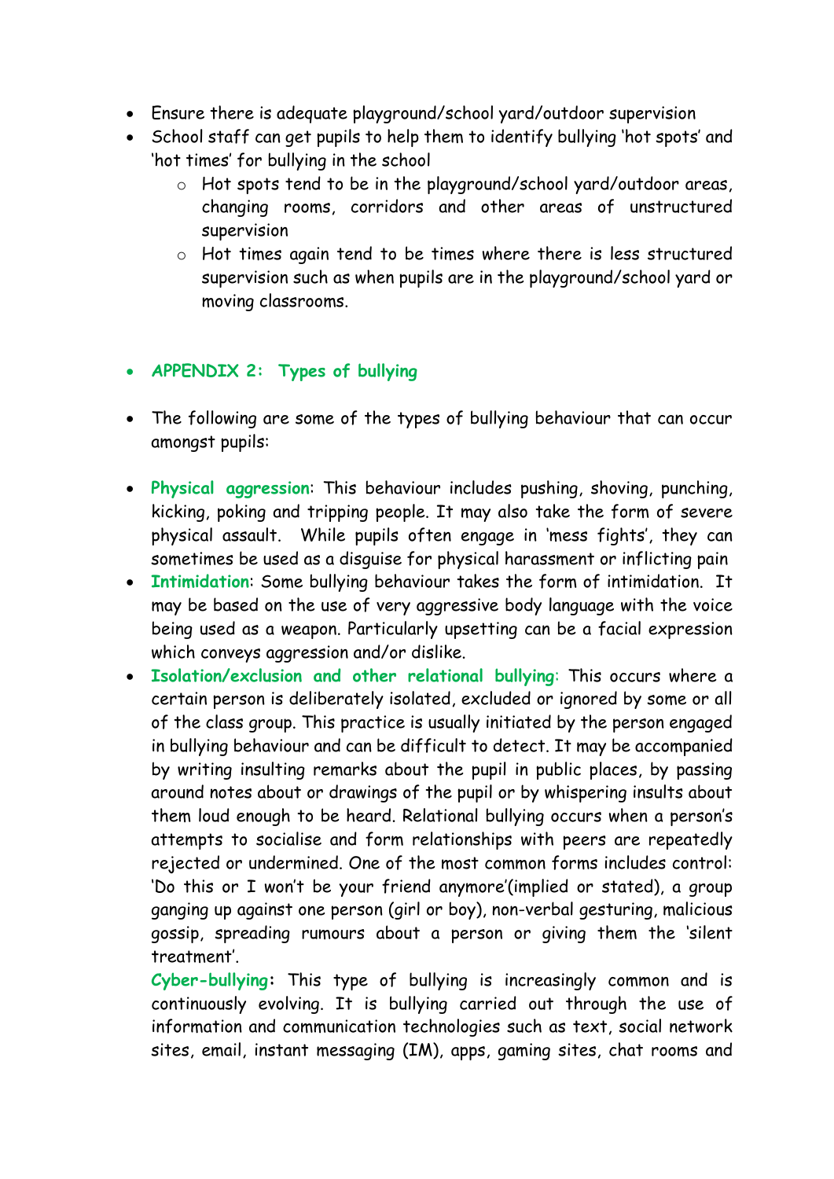- Ensure there is adequate playground/school yard/outdoor supervision
- School staff can get pupils to help them to identify bullying 'hot spots' and 'hot times' for bullying in the school
    - Hot spots tend to be in the playground/school yard/outdoor areas, changing rooms, corridors and other areas of unstructured supervision
    - Hot times again tend to be times where there is less structured supervision such as when pupils are in the playground/school yard or moving classrooms.

- **APPENDIX 2: Types of bullying**

- The following are some of the types of bullying behaviour that can occur amongst pupils:

- **Physical aggression**: This behaviour includes pushing, shoving, punching, kicking, poking and tripping people. It may also take the form of severe physical assault. While pupils often engage in 'mess fights', they can sometimes be used as a disguise for physical harassment or inflicting pain
- **Intimidation**: Some bullying behaviour takes the form of intimidation. It may be based on the use of very aggressive body language with the voice being used as a weapon. Particularly upsetting can be a facial expression which conveys aggression and/or dislike.
- **Isolation/exclusion and other relational bullying**: This occurs where a certain person is deliberately isolated, excluded or ignored by some or all of the class group. This practice is usually initiated by the person engaged in bullying behaviour and can be difficult to detect. It may be accompanied by writing insulting remarks about the pupil in public places, by passing around notes about or drawings of the pupil or by whispering insults about them loud enough to be heard. Relational bullying occurs when a person's attempts to socialise and form relationships with peers are repeatedly rejected or undermined. One of the most common forms includes control: 'Do this or I won't be your friend anymore'(implied or stated), a group ganging up against one person (girl or boy), non-verbal gesturing, malicious gossip, spreading rumours about a person or giving them the 'silent treatment'.

  **Cyber-bullying:** This type of bullying is increasingly common and is continuously evolving. It is bullying carried out through the use of information and communication technologies such as text, social network sites, email, instant messaging (IM), apps, gaming sites, chat rooms and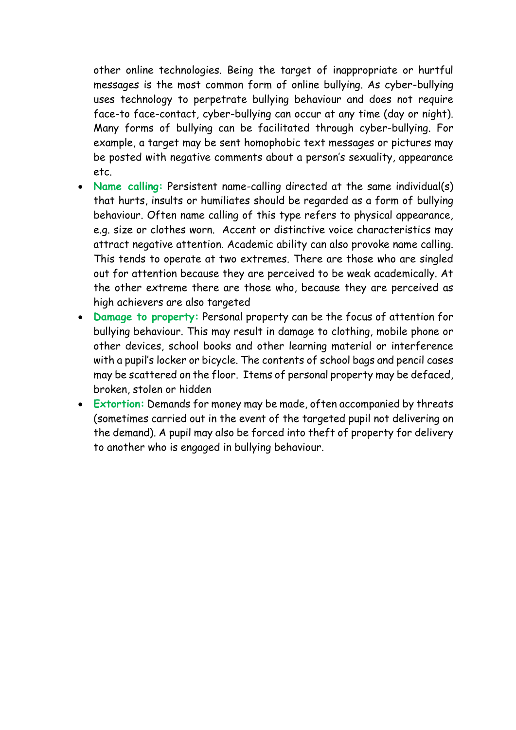other online technologies. Being the target of inappropriate or hurtful messages is the most common form of online bullying. As cyber-bullying uses technology to perpetrate bullying behaviour and does not require face-to face-contact, cyber-bullying can occur at any time (day or night). Many forms of bullying can be facilitated through cyber-bullying. For example, a target may be sent homophobic text messages or pictures may be posted with negative comments about a person's sexuality, appearance etc.

- **Name calling:** Persistent name-calling directed at the same individual(s) that hurts, insults or humiliates should be regarded as a form of bullying behaviour. Often name calling of this type refers to physical appearance, e.g. size or clothes worn. Accent or distinctive voice characteristics may attract negative attention. Academic ability can also provoke name calling. This tends to operate at two extremes. There are those who are singled out for attention because they are perceived to be weak academically. At the other extreme there are those who, because they are perceived as high achievers are also targeted
- **Damage to property:** Personal property can be the focus of attention for bullying behaviour. This may result in damage to clothing, mobile phone or other devices, school books and other learning material or interference with a pupil's locker or bicycle. The contents of school bags and pencil cases may be scattered on the floor. Items of personal property may be defaced, broken, stolen or hidden
- **Extortion:** Demands for money may be made, often accompanied by threats (sometimes carried out in the event of the targeted pupil not delivering on the demand). A pupil may also be forced into theft of property for delivery to another who is engaged in bullying behaviour.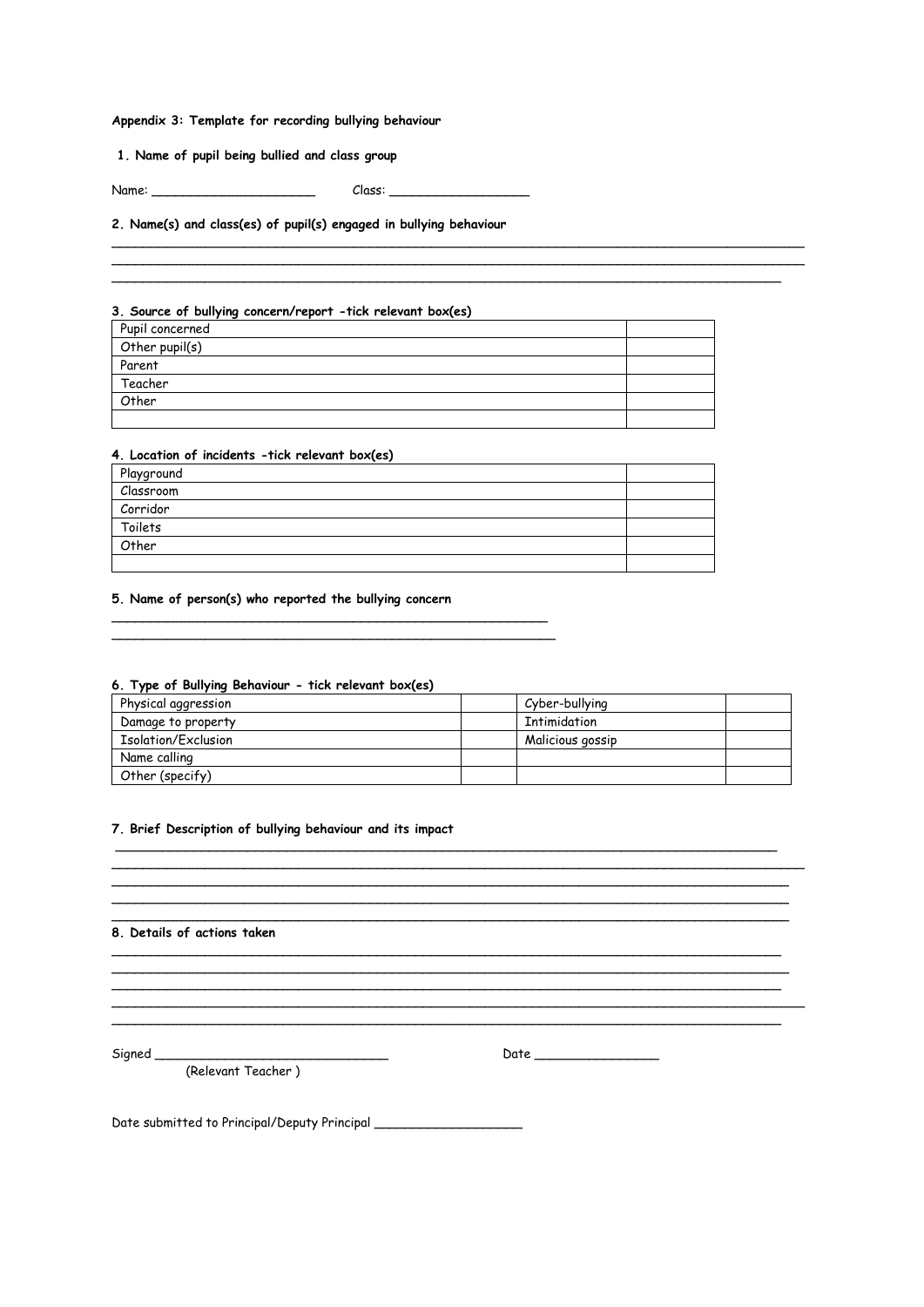**Appendix 3: Template for recording bullying behaviour**

**1. Name of pupil being bullied and class group**

Name: ____________________ Class: __________________

**2. Name(s) and class(es) of pupil(s) engaged in bullying behaviour**

________________________________________________________________________________________
________________________________________________________________________________________
________________________________________________________________________________________

**3. Source of bullying concern/report -tick relevant box(es)**

| | |
|---|---|
| Pupil concerned | |
| Other pupil(s) | |
| Parent | |
| Teacher | |
| Other | |
| | |

**4. Location of incidents -tick relevant box(es)**

| | |
|---|---|
| Playground | |
| Classroom | |
| Corridor | |
| Toilets | |
| Other | |
| | |

**5. Name of person(s) who reported the bullying concern**

________________________________________________________
________________________________________________________

**6. Type of Bullying Behaviour - tick relevant box(es)**

| | | | |
|---|---|---|---|
| Physical aggression | | Cyber-bullying | |
| Damage to property | | Intimidation | |
| Isolation/Exclusion | | Malicious gossip | |
| Name calling | | | |
| Other (specify) | | | |

**7. Brief Description of bullying behaviour and its impact**

________________________________________________________________________________________
________________________________________________________________________________________
________________________________________________________________________________________
________________________________________________________________________________________
________________________________________________________________________________________

**8. Details of actions taken**

________________________________________________________________________________________
________________________________________________________________________________________
________________________________________________________________________________________
________________________________________________________________________________________
________________________________________________________________________________________

Signed ______________________________ Date ________________
(Relevant Teacher )

Date submitted to Principal/Deputy Principal ___________________